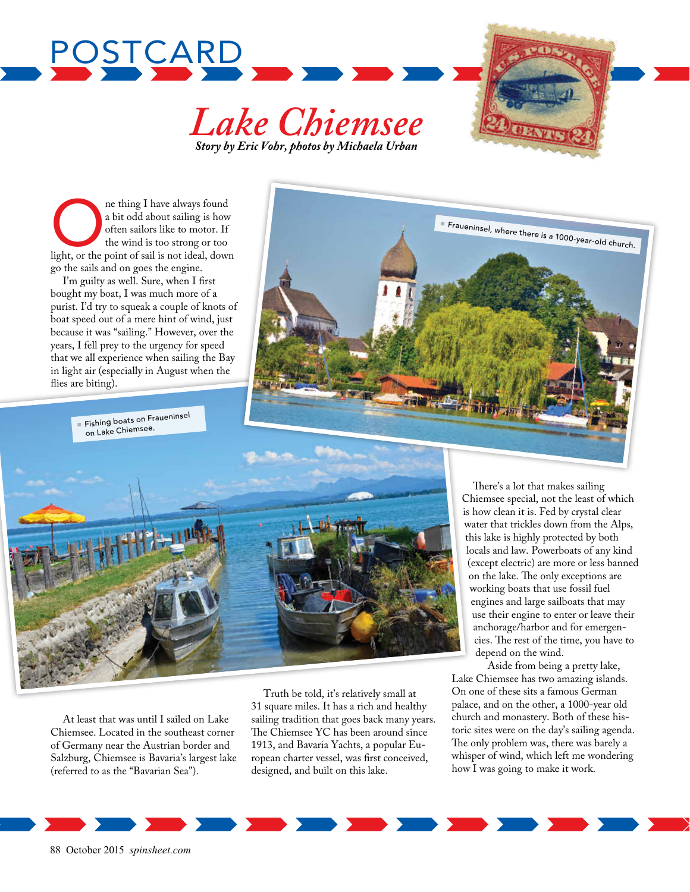POSTCARD

# Lake Chiemsee

***Story by Eric Vohr, photos by Michaela Urban***

One thing I have always found a bit odd about sailing is how often sailors like to motor. If the wind is too strong or too light, or the point of sail is not ideal, down go the sails and on goes the engine.

I'm guilty as well. Sure, when I first bought my boat, I was much more of a purist. I'd try to squeak a couple of knots of boat speed out of a mere hint of wind, just because it was "sailing." However, over the years, I fell prey to the urgency for speed that we all experience when sailing the Bay in light air (especially in August when the flies are biting).

Fraueninsel, where there is a 1000-year-old church.

Fishing boats on Fraueninsel on Lake Chiemsee.

At least that was until I sailed on Lake Chiemsee. Located in the southeast corner of Germany near the Austrian border and Salzburg, Chiemsee is Bavaria's largest lake (referred to as the "Bavarian Sea").

Truth be told, it's relatively small at 31 square miles. It has a rich and healthy sailing tradition that goes back many years. The Chiemsee YC has been around since 1913, and Bavaria Yachts, a popular European charter vessel, was first conceived, designed, and built on this lake.

There's a lot that makes sailing Chiemsee special, not the least of which is how clean it is. Fed by crystal clear water that trickles down from the Alps, this lake is highly protected by both locals and law. Powerboats of any kind (except electric) are more or less banned on the lake. The only exceptions are working boats that use fossil fuel engines and large sailboats that may use their engine to enter or leave their anchorage/harbor and for emergencies. The rest of the time, you have to depend on the wind.

Aside from being a pretty lake, Lake Chiemsee has two amazing islands. On one of these sits a famous German palace, and on the other, a 1000-year old church and monastery. Both of these historic sites were on the day's sailing agenda. The only problem was, there was barely a whisper of wind, which left me wondering how I was going to make it work.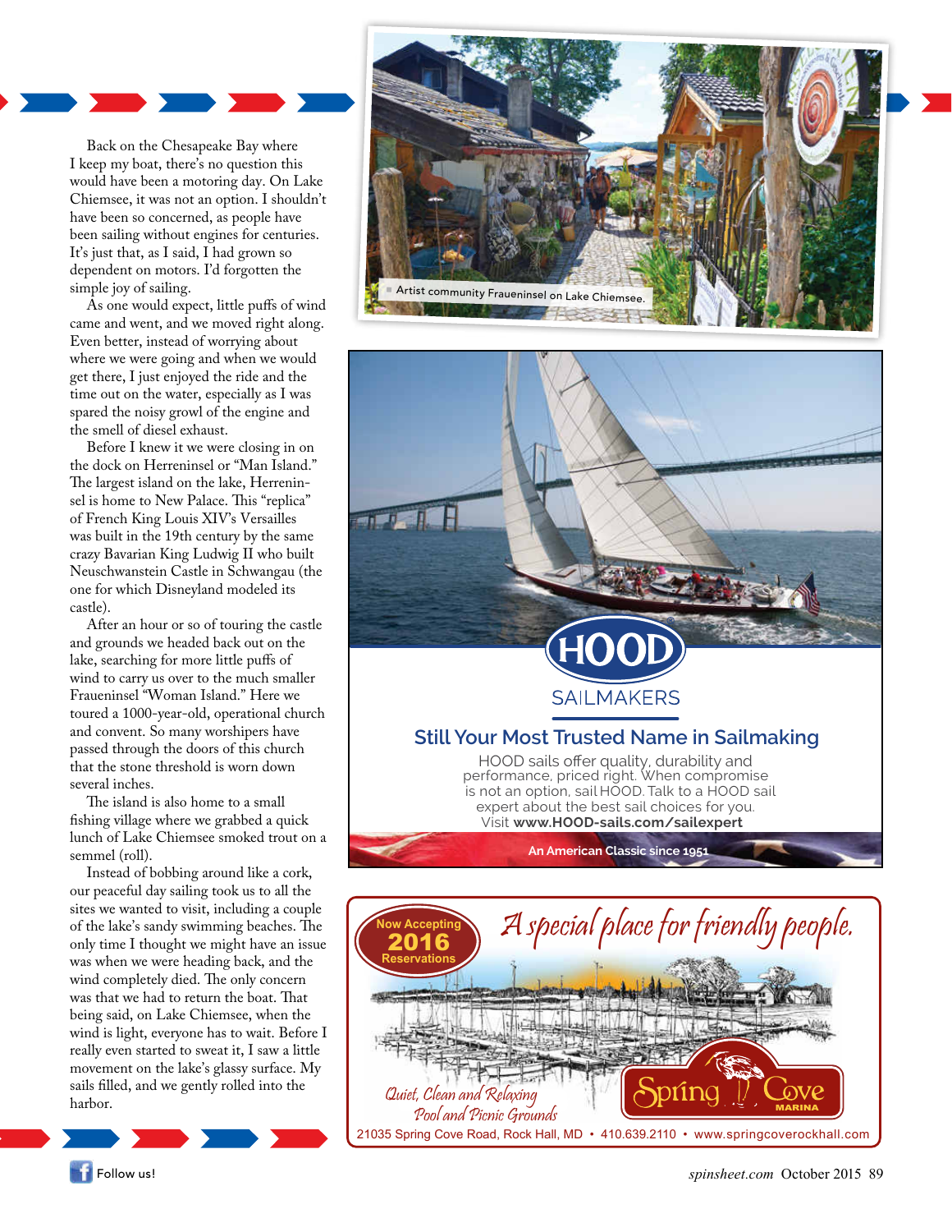Back on the Chesapeake Bay where I keep my boat, there's no question this would have been a motoring day. On Lake Chiemsee, it was not an option. I shouldn't have been so concerned, as people have been sailing without engines for centuries. It's just that, as I said, I had grown so dependent on motors. I'd forgotten the simple joy of sailing.

As one would expect, little puffs of wind came and went, and we moved right along. Even better, instead of worrying about where we were going and when we would get there, I just enjoyed the ride and the time out on the water, especially as I was spared the noisy growl of the engine and the smell of diesel exhaust.

Before I knew it we were closing in on the dock on Herreninsel or "Man Island." The largest island on the lake, Herreninsel is home to New Palace. This "replica" of French King Louis XIV's Versailles was built in the 19th century by the same crazy Bavarian King Ludwig II who built Neuschwanstein Castle in Schwangau (the one for which Disneyland modeled its castle).

After an hour or so of touring the castle and grounds we headed back out on the lake, searching for more little puffs of wind to carry us over to the much smaller Fraueninsel "Woman Island." Here we toured a 1000-year-old, operational church and convent. So many worshipers have passed through the doors of this church that the stone threshold is worn down several inches.

The island is also home to a small fishing village where we grabbed a quick lunch of Lake Chiemsee smoked trout on a semmel (roll).

Instead of bobbing around like a cork, our peaceful day sailing took us to all the sites we wanted to visit, including a couple of the lake's sandy swimming beaches. The only time I thought we might have an issue was when we were heading back, and the wind completely died. The only concern was that we had to return the boat. That being said, on Lake Chiemsee, when the wind is light, everyone has to wait. Before I really even started to sweat it, I saw a little movement on the lake's glassy surface. My sails filled, and we gently rolled into the harbor.

Artist community Fraueninsel on Lake Chiemsee.

**HOOD SAILMAKERS**

## Still Your Most Trusted Name in Sailmaking

HOOD sails offer quality, durability and performance, priced right. When compromise is not an option, sail HOOD. Talk to a HOOD sail expert about the best sail choices for you. Visit **www.HOOD-sails.com/sailexpert**

**An American Classic since 1951**

**Now Accepting 2016 Reservations**

*A special place for friendly people.*

*Quiet, Clean and Relaxing*
*Pool and Picnic Grounds*

**Spring Cove MARINA**

21035 Spring Cove Road, Rock Hall, MD • 410.639.2110 • www.springcoverockhall.com

Follow us!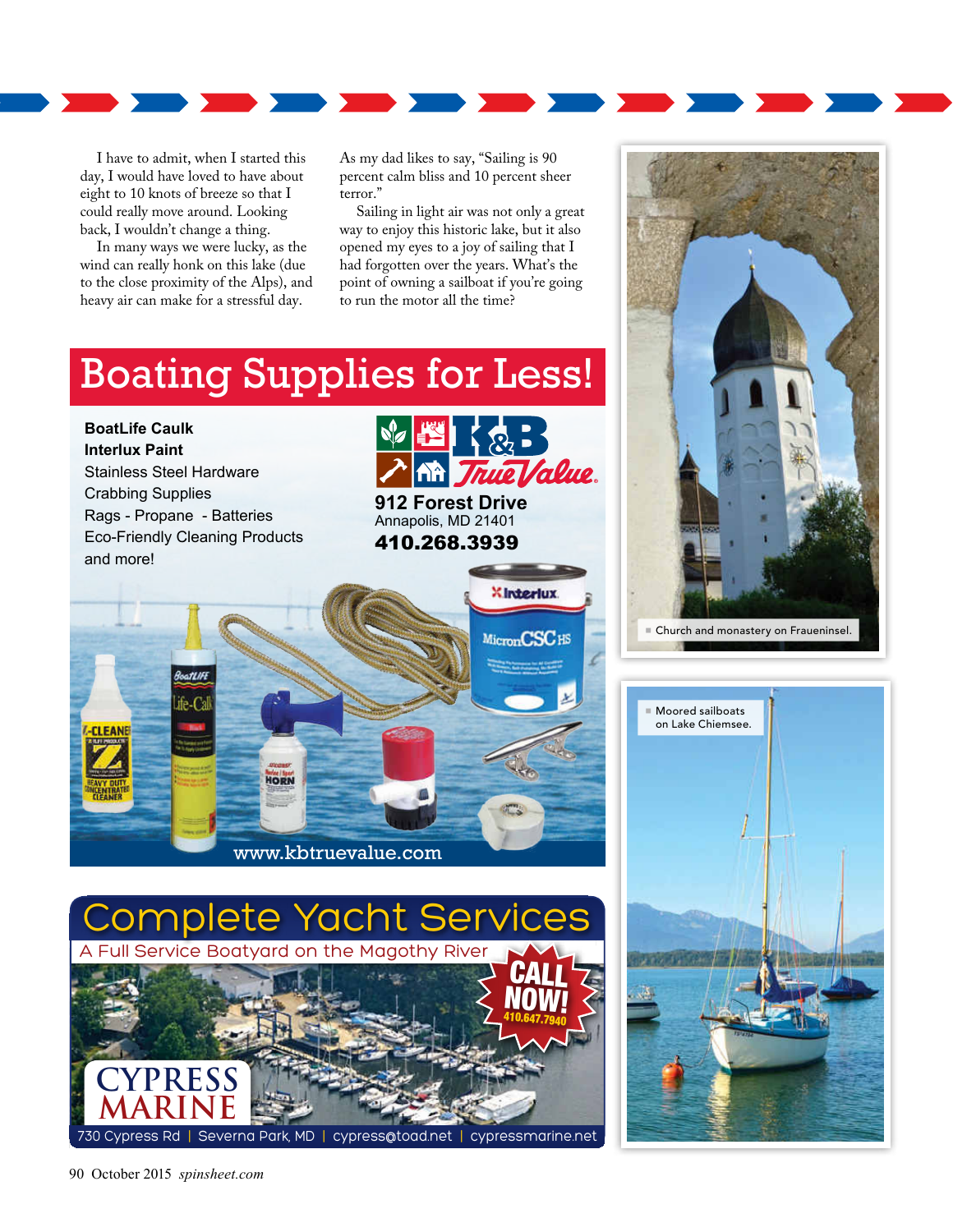I have to admit, when I started this day, I would have loved to have about eight to 10 knots of breeze so that I could really move around. Looking back, I wouldn't change a thing.

In many ways we were lucky, as the wind can really honk on this lake (due to the close proximity of the Alps), and heavy air can make for a stressful day.

As my dad likes to say, "Sailing is 90 percent calm bliss and 10 percent sheer terror."

Sailing in light air was not only a great way to enjoy this historic lake, but it also opened my eyes to a joy of sailing that I had forgotten over the years. What's the point of owning a sailboat if you're going to run the motor all the time?

Church and monastery on Fraueninsel.

Moored sailboats on Lake Chiemsee.

# Boating Supplies for Less!

**BoatLife Caulk**
**Interlux Paint**
Stainless Steel Hardware
Crabbing Supplies
Rags - Propane - Batteries
Eco-Friendly Cleaning Products
and more!

K&B True Value
**912 Forest Drive**
Annapolis, MD 21401
**410.268.3939**

www.kbtruevalue.com

# Complete Yacht Services

A Full Service Boatyard on the Magothy River

CALL NOW! 410.647.7940

CYPRESS MARINE

730 Cypress Rd | Severna Park, MD | cypress@toad.net | cypressmarine.net